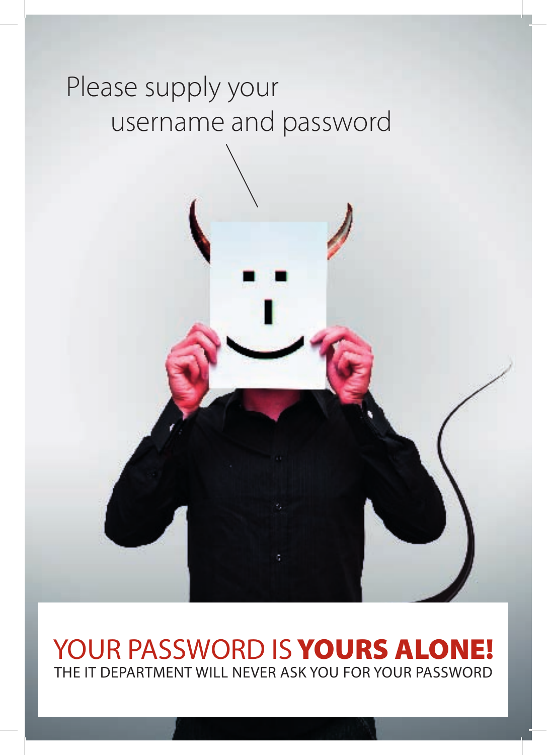Please supply your username and password

# YOUR PASSWORD IS **YOURS ALONE!**

THE IT DEPARTMENT WILL NEVER ASK YOU FOR YOUR PASSWORD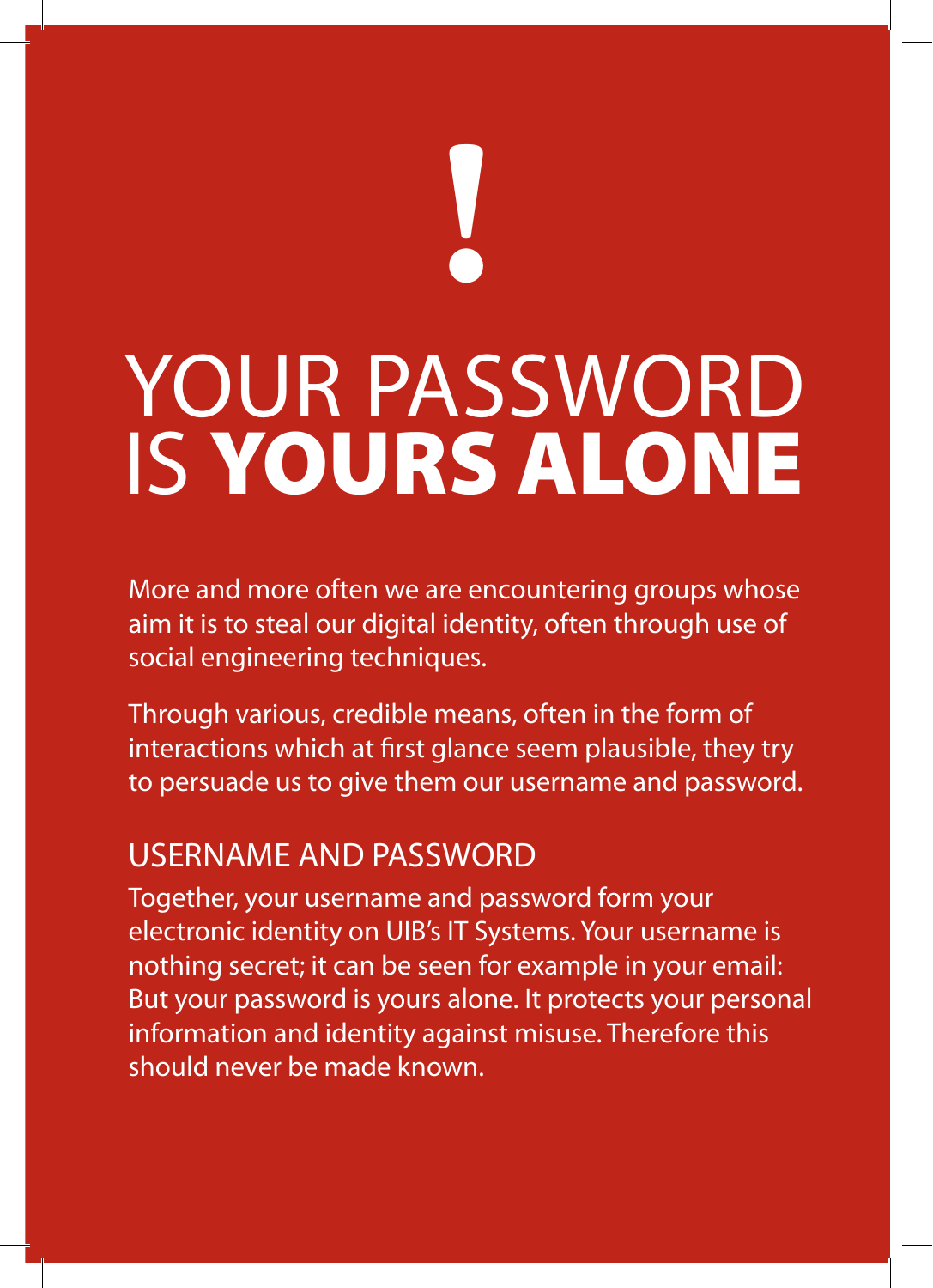!

# YOUR PASSWORD IS **YOURS ALONE**

More and more often we are encountering groups whose aim it is to steal our digital identity, often through use of social engineering techniques.

Through various, credible means, often in the form of interactions which at first glance seem plausible, they try to persuade us to give them our username and password.

## USERNAME AND PASSWORD

Together, your username and password form your electronic identity on UIB's IT Systems. Your username is nothing secret; it can be seen for example in your email: But your password is yours alone. It protects your personal information and identity against misuse. Therefore this should never be made known.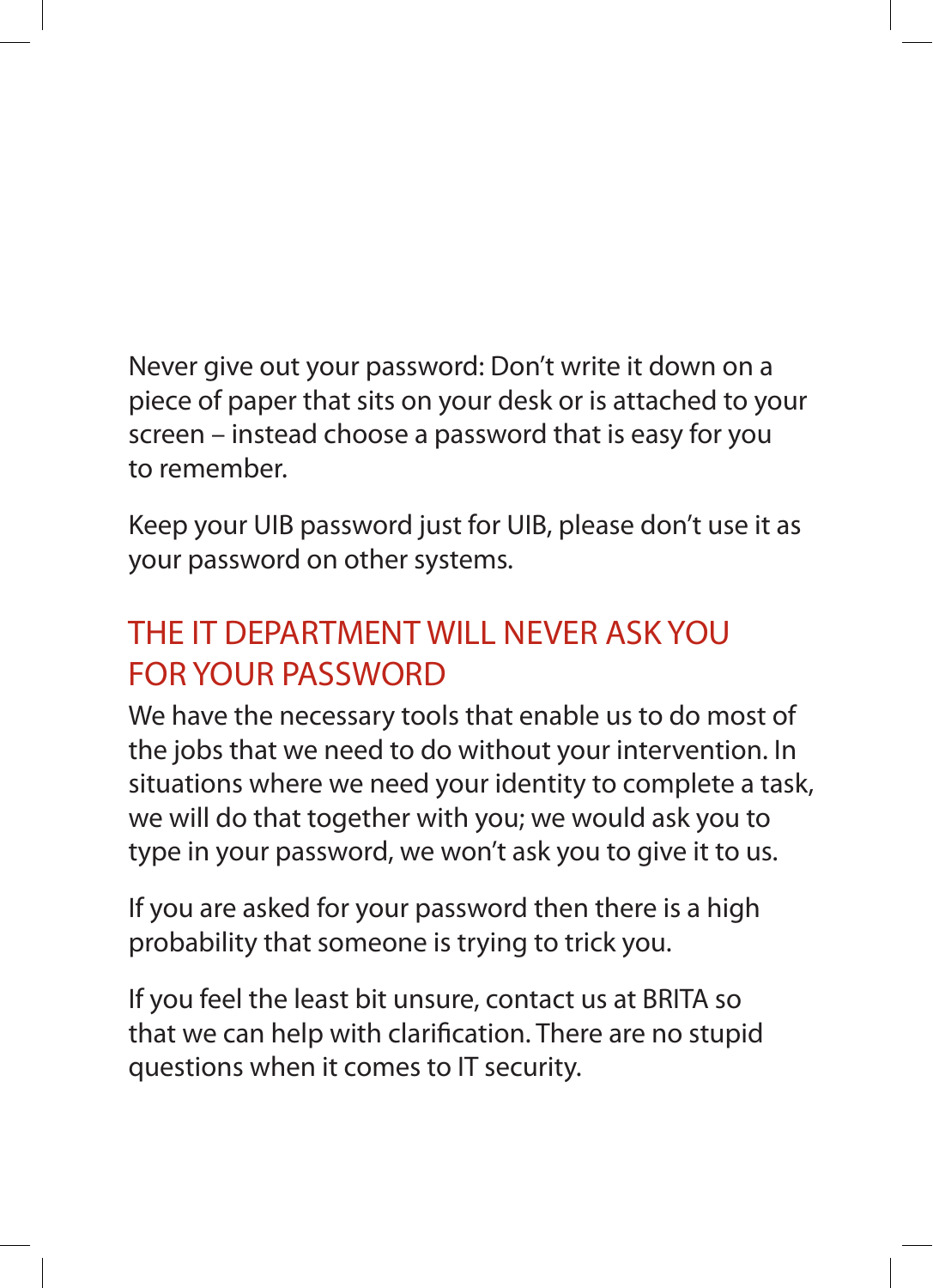Never give out your password: Don't write it down on a piece of paper that sits on your desk or is attached to your screen – instead choose a password that is easy for you to remember.

Keep your UIB password just for UIB, please don't use it as your password on other systems.

## THE IT DEPARTMENT WILL NEVER ASK YOU FOR YOUR PASSWORD

We have the necessary tools that enable us to do most of the jobs that we need to do without your intervention. In situations where we need your identity to complete a task, we will do that together with you; we would ask you to type in your password, we won't ask you to give it to us.

If you are asked for your password then there is a high probability that someone is trying to trick you.

If you feel the least bit unsure, contact us at BRITA so that we can help with clarification. There are no stupid questions when it comes to IT security.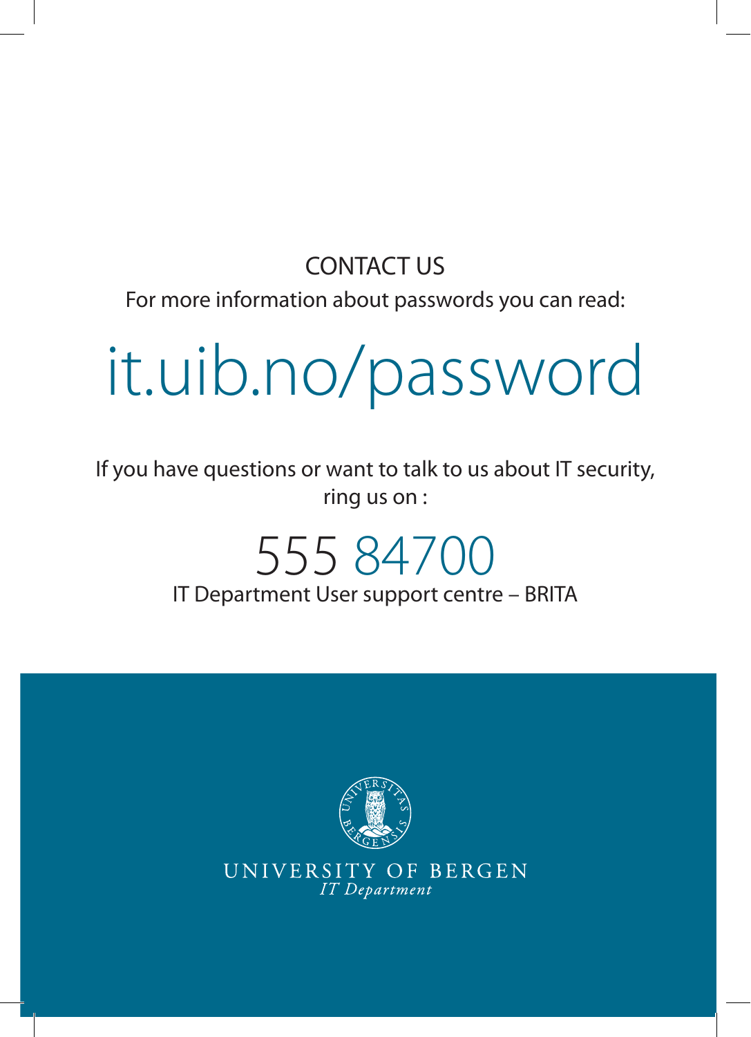## CONTACT US

For more information about passwords you can read:

# it.uib.no/password

If you have questions or want to talk to us about IT security, ring us on :

# 555 84700

IT Department User support centre – BRITA

UNIVERSITY OF BERGEN

*IT Department*